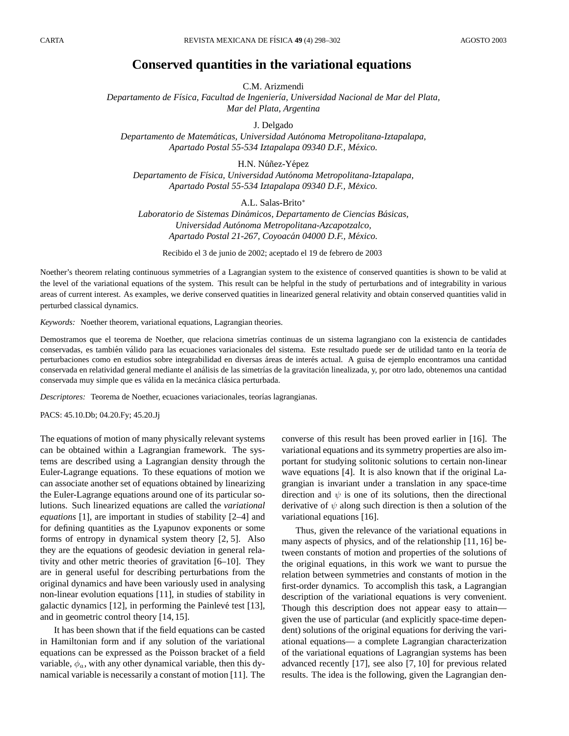# Conserved quantities in the variational equations

C.M. Arizmendi
*Departamento de Física, Facultad de Ingeniería, Universidad Nacional de Mar del Plata, Mar del Plata, Argentina*

J. Delgado
*Departamento de Matemáticas, Universidad Autónoma Metropolitana-Iztapalapa, Apartado Postal 55-534 Iztapalapa 09340 D.F., México.*

H.N. Núñez-Yépez
*Departamento de Física, Universidad Autónoma Metropolitana-Iztapalapa, Apartado Postal 55-534 Iztapalapa 09340 D.F., México.*

A.L. Salas-Brito*
*Laboratorio de Sistemas Dinámicos, Departamento de Ciencias Básicas, Universidad Autónoma Metropolitana-Azcapotzalco, Apartado Postal 21-267, Coyoacán 04000 D.F., México.*

Recibido el 3 de junio de 2002; aceptado el 19 de febrero de 2003

Noether's theorem relating continuous symmetries of a Lagrangian system to the existence of conserved quantities is shown to be valid at the level of the variational equations of the system. This result can be helpful in the study of perturbations and of integrability in various areas of current interest. As examples, we derive conserved quatities in linearized general relativity and obtain conserved quantities valid in perturbed classical dynamics.

*Keywords:* Noether theorem, variational equations, Lagrangian theories.

Demostramos que el teorema de Noether, que relaciona simetrías continuas de un sistema lagrangiano con la existencia de cantidades conservadas, es también válido para las ecuaciones variacionales del sistema. Este resultado puede ser de utilidad tanto en la teoría de perturbaciones como en estudios sobre integrabilidad en diversas áreas de interés actual. A guisa de ejemplo encontramos una cantidad conservada en relatividad general mediante el análisis de las simetrías de la gravitación linealizada, y, por otro lado, obtenemos una cantidad conservada muy simple que es válida en la mecánica clásica perturbada.

*Descriptores:* Teorema de Noether, ecuaciones variacionales, teorías lagrangianas.

PACS: 45.10.Db; 04.20.Fy; 45.20.Jj

The equations of motion of many physically relevant systems can be obtained within a Lagrangian framework. The systems are described using a Lagrangian density through the Euler-Lagrange equations. To these equations of motion we can associate another set of equations obtained by linearizing the Euler-Lagrange equations around one of its particular solutions. Such linearized equations are called the *variational equations* [1], are important in studies of stability [2–4] and for defining quantities as the Lyapunov exponents or some forms of entropy in dynamical system theory [2, 5]. Also they are the equations of geodesic deviation in general relativity and other metric theories of gravitation [6–10]. They are in general useful for describing perturbations from the original dynamics and have been variously used in analysing non-linear evolution equations [11], in studies of stability in galactic dynamics [12], in performing the Painlevé test [13], and in geometric control theory [14, 15].

It has been shown that if the field equations can be casted in Hamiltonian form and if any solution of the variational equations can be expressed as the Poisson bracket of a field variable, $\phi_a$, with any other dynamical variable, then this dynamical variable is necessarily a constant of motion [11]. The converse of this result has been proved earlier in [16]. The variational equations and its symmetry properties are also important for studying solitonic solutions to certain non-linear wave equations [4]. It is also known that if the original Lagrangian is invariant under a translation in any space-time direction and $\psi$ is one of its solutions, then the directional derivative of $\psi$ along such direction is then a solution of the variational equations [16].

Thus, given the relevance of the variational equations in many aspects of physics, and of the relationship [11, 16] between constants of motion and properties of the solutions of the original equations, in this work we want to pursue the relation between symmetries and constants of motion in the first-order dynamics. To accomplish this task, a Lagrangian description of the variational equations is very convenient. Though this description does not appear easy to attain—given the use of particular (and explicitly space-time dependent) solutions of the original equations for deriving the variational equations— a complete Lagrangian characterization of the variational equations of Lagrangian systems has been advanced recently [17], see also [7, 10] for previous related results. The idea is the following, given the Lagrangian den-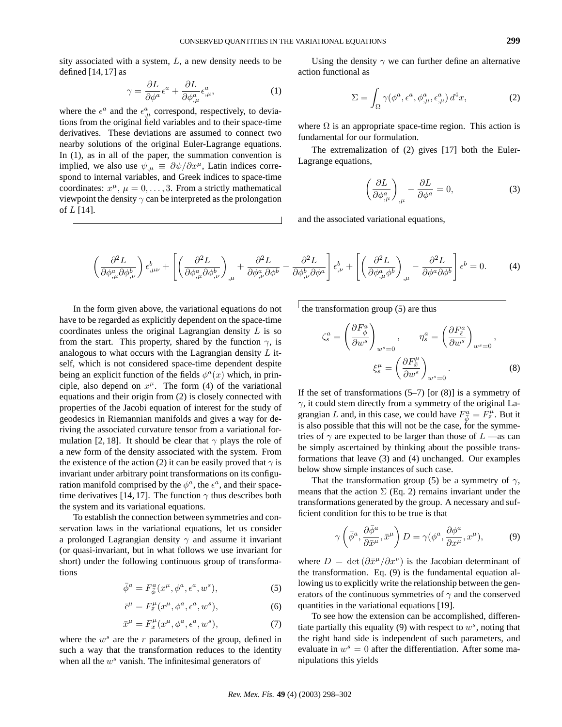sity associated with a system, $L$, a new density needs to be defined [14, 17] as

$$\gamma = \frac{\partial L}{\partial \phi^a}\epsilon^a + \frac{\partial L}{\partial \phi^a_{,\mu}}\epsilon^a_{,\mu}, \tag{1}$$

where the $\epsilon^a$ and the $\epsilon^a_{,\mu}$ correspond, respectively, to deviations from the original field variables and to their space-time derivatives. These deviations are assumed to connect two nearby solutions of the original Euler-Lagrange equations. In (1), as in all of the paper, the summation convention is implied, we also use $\psi_{,\mu} \equiv \partial\psi/\partial x^\mu$, Latin indices correspond to internal variables, and Greek indices to space-time coordinates: $x^\mu$, $\mu = 0, \ldots, 3$. From a strictly mathematical viewpoint the density $\gamma$ can be interpreted as the prolongation of $L$ [14].

Using the density $\gamma$ we can further define an alternative action functional as

$$\Sigma = \int_\Omega \gamma(\phi^a, \epsilon^a, \phi^a_{,\mu}, \epsilon^a_{,\mu})\, d^4x, \tag{2}$$

where $\Omega$ is an appropriate space-time region. This action is fundamental for our formulation.

The extremalization of (2) gives [17] both the Euler-Lagrange equations,

$$\left(\frac{\partial L}{\partial \phi^a_{,\mu}}\right)_{,\mu} - \frac{\partial L}{\partial \phi^a} = 0, \tag{3}$$

and the associated variational equations,

$$\left(\frac{\partial^2 L}{\partial \phi^a_{,\mu}\partial \phi^b_{,\nu}}\right)\epsilon^b_{,\mu\nu} + \left[\left(\frac{\partial^2 L}{\partial \phi^a_{,\mu}\partial \phi^b_{,\nu}}\right)_{,\mu} + \frac{\partial^2 L}{\partial \phi^a_{,\nu}\partial \phi^b} - \frac{\partial^2 L}{\partial \phi^b_{,\nu}\partial \phi^a}\right]\epsilon^b_{,\nu} + \left[\left(\frac{\partial^2 L}{\partial \phi^a_{,\mu}\phi^b}\right)_{,\mu} - \frac{\partial^2 L}{\partial \phi^a \partial \phi^b}\right]\epsilon^b = 0. \tag{4}$$

In the form given above, the variational equations do not have to be regarded as explicitly dependent on the space-time coordinates unless the original Lagrangian density $L$ is so from the start. This property, shared by the function $\gamma$, is analogous to what occurs with the Lagrangian density $L$ itself, which is not considered space-time dependent despite being an explicit function of the fields $\phi^a(x)$ which, in principle, also depend on $x^\mu$. The form (4) of the variational equations and their origin from (2) is closely connected with properties of the Jacobi equation of interest for the study of geodesics in Riemannian manifolds and gives a way for deriving the associated curvature tensor from a variational formulation [2, 18]. It should be clear that $\gamma$ plays the role of a new form of the density associated with the system. From the existence of the action (2) it can be easily proved that $\gamma$ is invariant under arbitrary point transformations on its configuration manifold comprised by the $\phi^a$, the $\epsilon^a$, and their space-time derivatives [14, 17]. The function $\gamma$ thus describes both the system and its variational equations.

To establish the connection between symmetries and conservation laws in the variational equations, let us consider a prolonged Lagrangian density $\gamma$ and assume it invariant (or quasi-invariant, but in what follows we use invariant for short) under the following continuous group of transformations

$$\bar{\phi}^a = F^a_{\bar{\phi}}(x^\mu, \phi^a, \epsilon^a, w^s), \tag{5}$$

$$\bar{\epsilon}^\mu = F^\mu_{\bar{\epsilon}}(x^\mu, \phi^a, \epsilon^a, w^s), \tag{6}$$

$$\bar{x}^\mu = F^\mu_{\bar{x}}(x^\mu, \phi^a, \epsilon^a, w^s), \tag{7}$$

where the $w^s$ are the $r$ parameters of the group, defined in such a way that the transformation reduces to the identity when all the $w^s$ vanish. The infinitesimal generators of the transformation group (5) are thus

$$\zeta^a_s = \left(\frac{\partial F^a_{\bar{\phi}}}{\partial w^s}\right)_{w^s=0}, \qquad \eta^a_s = \left(\frac{\partial F^a_{\bar{\epsilon}}}{\partial w^s}\right)_{w^s=0},$$
$$\xi^\mu_s = \left(\frac{\partial F^\mu_{\bar{x}}}{\partial w^s}\right)_{w^s=0}. \tag{8}$$

If the set of transformations (5–7) [or (8)] is a symmetry of $\gamma$, it could stem directly from a symmetry of the original Lagrangian $L$ and, in this case, we could have $F^a_{\bar{\phi}} = F^\mu_{\bar{\epsilon}}$. But it is also possible that this will not be the case, for the symmetries of $\gamma$ are expected to be larger than those of $L$ —as can be simply ascertained by thinking about the possible transformations that leave (3) and (4) unchanged. Our examples below show simple instances of such case.

That the transformation group (5) be a symmetry of $\gamma$, means that the action $\Sigma$ (Eq. 2) remains invariant under the transformations generated by the group. A necessary and sufficient condition for this to be true is that

$$\gamma\left(\bar{\phi}^a, \frac{\partial \bar{\phi}^a}{\partial \bar{x}^\mu}, \bar{x}^\mu\right) D = \gamma(\phi^a, \frac{\partial \phi^a}{\partial x^\mu}, x^\mu), \tag{9}$$

where $D = \det(\partial \bar{x}^\mu/\partial x^\nu)$ is the Jacobian determinant of the transformation. Eq. (9) is the fundamental equation allowing us to explicitly write the relationship between the generators of the continuous symmetries of $\gamma$ and the conserved quantities in the variational equations [19].

To see how the extension can be accomplished, differentiate partially this equality (9) with respect to $w^s$, noting that the right hand side is independent of such parameters, and evaluate in $w^s = 0$ after the differentiation. After some manipulations this yields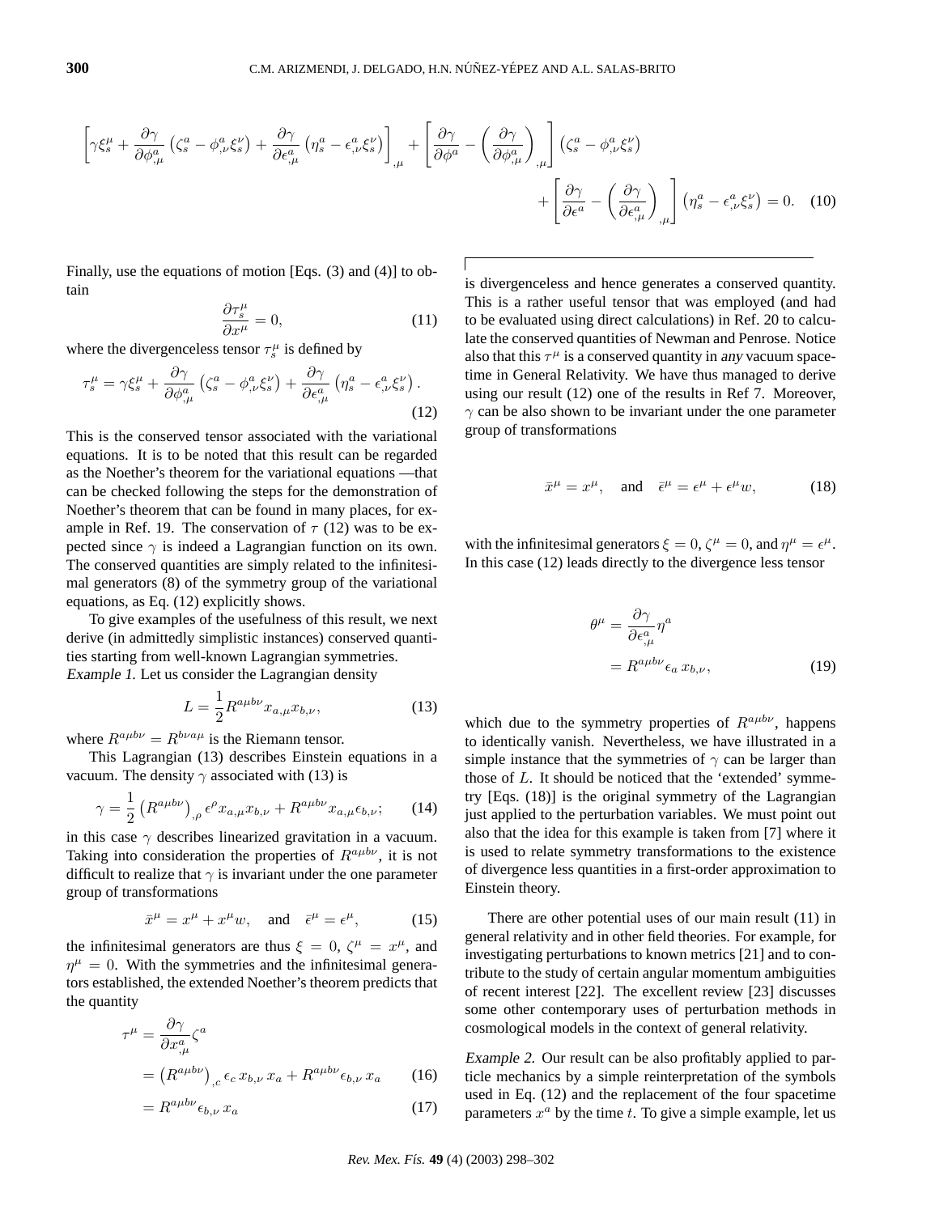$$\left[\gamma\xi_s^\mu + \frac{\partial\gamma}{\partial\phi^a_{,\mu}}\left(\zeta^a_s - \phi^a_{,\nu}\xi^\nu_s\right) + \frac{\partial\gamma}{\partial\epsilon^a_{,\mu}}\left(\eta^a_s - \epsilon^a_{,\nu}\xi^\nu_s\right)\right]_{,\mu} + \left[\frac{\partial\gamma}{\partial\phi^a} - \left(\frac{\partial\gamma}{\partial\phi^a_{,\mu}}\right)_{,\mu}\right]\left(\zeta^a_s - \phi^a_{,\nu}\xi^\nu_s\right)$$
$$+ \left[\frac{\partial\gamma}{\partial\epsilon^a} - \left(\frac{\partial\gamma}{\partial\epsilon^a_{,\mu}}\right)_{,\mu}\right]\left(\eta^a_s - \epsilon^a_{,\nu}\xi^\nu_s\right) = 0. \quad (10)$$

Finally, use the equations of motion [Eqs. (3) and (4)] to obtain

$$\frac{\partial\tau^\mu_s}{\partial x^\mu} = 0, \quad (11)$$

where the divergenceless tensor $\tau^\mu_s$ is defined by

$$\tau^\mu_s = \gamma\xi^\mu_s + \frac{\partial\gamma}{\partial\phi^a_{,\mu}}\left(\zeta^a_s - \phi^a_{,\nu}\xi^\nu_s\right) + \frac{\partial\gamma}{\partial\epsilon^a_{,\mu}}\left(\eta^a_s - \epsilon^a_{,\nu}\xi^\nu_s\right). \quad (12)$$

This is the conserved tensor associated with the variational equations. It is to be noted that this result can be regarded as the Noether's theorem for the variational equations —that can be checked following the steps for the demonstration of Noether's theorem that can be found in many places, for example in Ref. 19. The conservation of $\tau$ (12) was to be expected since $\gamma$ is indeed a Lagrangian function on its own. The conserved quantities are simply related to the infinitesimal generators (8) of the symmetry group of the variational equations, as Eq. (12) explicitly shows.

To give examples of the usefulness of this result, we next derive (in admittedly simplistic instances) conserved quantities starting from well-known Lagrangian symmetries.

*Example 1.* Let us consider the Lagrangian density

$$L = \frac{1}{2}R^{a\mu b\nu}x_{a,\mu}x_{b,\nu}, \quad (13)$$

where $R^{a\mu b\nu} = R^{b\nu a\mu}$ is the Riemann tensor.

This Lagrangian (13) describes Einstein equations in a vacuum. The density $\gamma$ associated with (13) is

$$\gamma = \frac{1}{2}\left(R^{a\mu b\nu}\right)_{,\rho}\epsilon^\rho x_{a,\mu}x_{b,\nu} + R^{a\mu b\nu}x_{a,\mu}\epsilon_{b,\nu}; \quad (14)$$

in this case $\gamma$ describes linearized gravitation in a vacuum. Taking into consideration the properties of $R^{a\mu b\nu}$, it is not difficult to realize that $\gamma$ is invariant under the one parameter group of transformations

$$\bar{x}^\mu = x^\mu + x^\mu w, \quad \text{and} \quad \bar{\epsilon}^\mu = \epsilon^\mu, \quad (15)$$

the infinitesimal generators are thus $\xi = 0$, $\zeta^\mu = x^\mu$, and $\eta^\mu = 0$. With the symmetries and the infinitesimal generators established, the extended Noether's theorem predicts that the quantity

$$\tau^\mu = \frac{\partial\gamma}{\partial x^a_{,\mu}}\zeta^a$$
$$= \left(R^{a\mu b\nu}\right)_{,c}\epsilon_c\, x_{b,\nu}\, x_a + R^{a\mu b\nu}\epsilon_{b,\nu}\, x_a \quad (16)$$
$$= R^{a\mu b\nu}\epsilon_{b,\nu}\, x_a \quad (17)$$

is divergenceless and hence generates a conserved quantity. This is a rather useful tensor that was employed (and had to be evaluated using direct calculations) in Ref. 20 to calculate the conserved quantities of Newman and Penrose. Notice also that this $\tau^\mu$ is a conserved quantity in *any* vacuum spacetime in General Relativity. We have thus managed to derive using our result (12) one of the results in Ref 7. Moreover, $\gamma$ can be also shown to be invariant under the one parameter group of transformations

$$\bar{x}^\mu = x^\mu, \quad \text{and} \quad \bar{\epsilon}^\mu = \epsilon^\mu + \epsilon^\mu w, \quad (18)$$

with the infinitesimal generators $\xi = 0$, $\zeta^\mu = 0$, and $\eta^\mu = \epsilon^\mu$. In this case (12) leads directly to the divergence less tensor

$$\theta^\mu = \frac{\partial\gamma}{\partial\epsilon^a_{,\mu}}\eta^a$$
$$= R^{a\mu b\nu}\epsilon_a\, x_{b,\nu}, \quad (19)$$

which due to the symmetry properties of $R^{a\mu b\nu}$, happens to identically vanish. Nevertheless, we have illustrated in a simple instance that the symmetries of $\gamma$ can be larger than those of $L$. It should be noticed that the 'extended' symmetry [Eqs. (18)] is the original symmetry of the Lagrangian just applied to the perturbation variables. We must point out also that the idea for this example is taken from [7] where it is used to relate symmetry transformations to the existence of divergence less quantities in a first-order approximation to Einstein theory.

There are other potential uses of our main result (11) in general relativity and in other field theories. For example, for investigating perturbations to known metrics [21] and to contribute to the study of certain angular momentum ambiguities of recent interest [22]. The excellent review [23] discusses some other contemporary uses of perturbation methods in cosmological models in the context of general relativity.

*Example 2.* Our result can be also profitably applied to particle mechanics by a simple reinterpretation of the symbols used in Eq. (12) and the replacement of the four spacetime parameters $x^a$ by the time $t$. To give a simple example, let us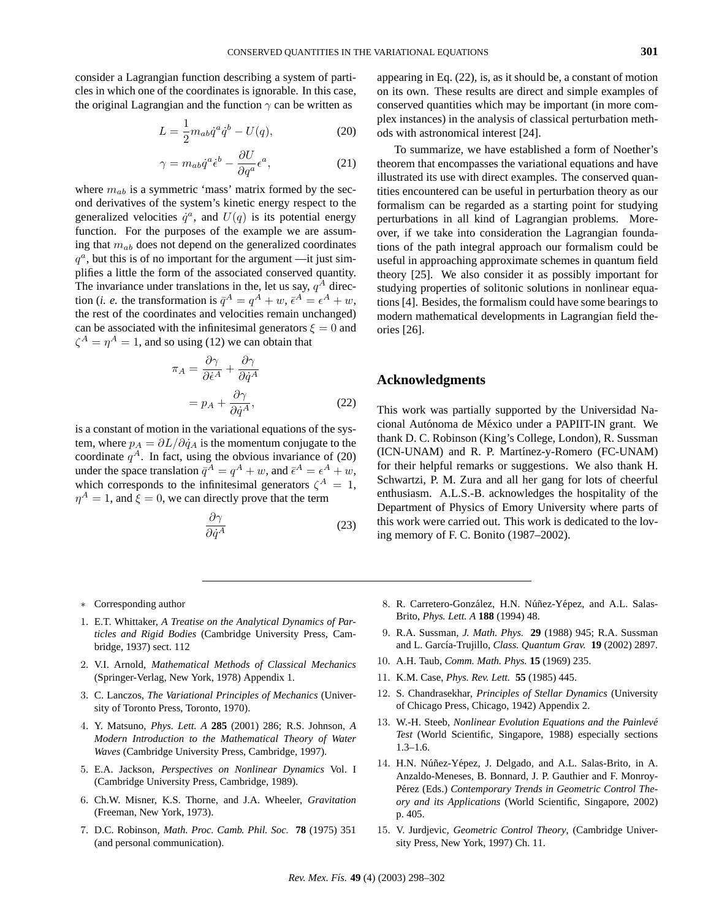consider a Lagrangian function describing a system of particles in which one of the coordinates is ignorable. In this case, the original Lagrangian and the function $\gamma$ can be written as

$$L = \frac{1}{2} m_{ab}\dot{q}^a\dot{q}^b - U(q), \tag{20}$$

$$\gamma = m_{ab}\dot{q}^a\dot{\epsilon}^b - \frac{\partial U}{\partial q^a}\epsilon^a, \tag{21}$$

where $m_{ab}$ is a symmetric 'mass' matrix formed by the second derivatives of the system's kinetic energy respect to the generalized velocities $\dot{q}^a$, and $U(q)$ is its potential energy function. For the purposes of the example we are assuming that $m_{ab}$ does not depend on the generalized coordinates $q^a$, but this is of no important for the argument —it just simplifies a little the form of the associated conserved quantity. The invariance under translations in the, let us say, $q^A$ direction (*i. e.* the transformation is $\bar{q}^A = q^A + w$, $\bar{\epsilon}^A = \epsilon^A + w$, the rest of the coordinates and velocities remain unchanged) can be associated with the infinitesimal generators $\xi = 0$ and $\zeta^A = \eta^A = 1$, and so using (12) we can obtain that

$$\begin{aligned}\pi_A &= \frac{\partial\gamma}{\partial\dot{\epsilon}^A} + \frac{\partial\gamma}{\partial\dot{q}^A}\\ &= p_A + \frac{\partial\gamma}{\partial\dot{q}^A},\end{aligned} \tag{22}$$

is a constant of motion in the variational equations of the system, where $p_A = \partial L/\partial\dot{q}_A$ is the momentum conjugate to the coordinate $q^A$. In fact, using the obvious invariance of (20) under the space translation $\bar{q}^A = q^A + w$, and $\bar{\epsilon}^A = \epsilon^A + w$, which corresponds to the infinitesimal generators $\zeta^A = 1$, $\eta^A = 1$, and $\xi = 0$, we can directly prove that the term

$$\frac{\partial\gamma}{\partial\dot{q}^A} \tag{23}$$

appearing in Eq. (22), is, as it should be, a constant of motion on its own. These results are direct and simple examples of conserved quantities which may be important (in more complex instances) in the analysis of classical perturbation methods with astronomical interest [24].

To summarize, we have established a form of Noether's theorem that encompasses the variational equations and have illustrated its use with direct examples. The conserved quantities encountered can be useful in perturbation theory as our formalism can be regarded as a starting point for studying perturbations in all kind of Lagrangian problems. Moreover, if we take into consideration the Lagrangian foundations of the path integral approach our formalism could be useful in approaching approximate schemes in quantum field theory [25]. We also consider it as possibly important for studying properties of solitonic solutions in nonlinear equations [4]. Besides, the formalism could have some bearings to modern mathematical developments in Lagrangian field theories [26].

## Acknowledgments

This work was partially supported by the Universidad Nacional Autónoma de México under a PAPIIT-IN grant. We thank D. C. Robinson (King's College, London), R. Sussman (ICN-UNAM) and R. P. Martínez-y-Romero (FC-UNAM) for their helpful remarks or suggestions. We also thank H. Schwartzi, P. M. Zura and all her gang for lots of cheerful enthusiasm. A.L.S.-B. acknowledges the hospitality of the Department of Physics of Emory University where parts of this work were carried out. This work is dedicated to the loving memory of F. C. Bonito (1987–2002).

---

∗ Corresponding author

1. E.T. Whittaker, *A Treatise on the Analytical Dynamics of Particles and Rigid Bodies* (Cambridge University Press, Cambridge, 1937) sect. 112
2. V.I. Arnold, *Mathematical Methods of Classical Mechanics* (Springer-Verlag, New York, 1978) Appendix 1.
3. C. Lanczos, *The Variational Principles of Mechanics* (University of Toronto Press, Toronto, 1970).
4. Y. Matsuno, *Phys. Lett. A* **285** (2001) 286; R.S. Johnson, *A Modern Introduction to the Mathematical Theory of Water Waves* (Cambridge University Press, Cambridge, 1997).
5. E.A. Jackson, *Perspectives on Nonlinear Dynamics* Vol. I (Cambridge University Press, Cambridge, 1989).
6. Ch.W. Misner, K.S. Thorne, and J.A. Wheeler, *Gravitation* (Freeman, New York, 1973).
7. D.C. Robinson, *Math. Proc. Camb. Phil. Soc.* **78** (1975) 351 (and personal communication).
8. R. Carretero-González, H.N. Núñez-Yépez, and A.L. Salas-Brito, *Phys. Lett. A* **188** (1994) 48.
9. R.A. Sussman, *J. Math. Phys.* **29** (1988) 945; R.A. Sussman and L. García-Trujillo, *Class. Quantum Grav.* **19** (2002) 2897.
10. A.H. Taub, *Comm. Math. Phys.* **15** (1969) 235.
11. K.M. Case, *Phys. Rev. Lett.* **55** (1985) 445.
12. S. Chandrasekhar, *Principles of Stellar Dynamics* (University of Chicago Press, Chicago, 1942) Appendix 2.
13. W.-H. Steeb, *Nonlinear Evolution Equations and the Painlevé Test* (World Scientific, Singapore, 1988) especially sections 1.3–1.6.
14. H.N. Núñez-Yépez, J. Delgado, and A.L. Salas-Brito, in A. Anzaldo-Meneses, B. Bonnard, J. P. Gauthier and F. Monroy-Pérez (Eds.) *Contemporary Trends in Geometric Control Theory and its Applications* (World Scientific, Singapore, 2002) p. 405.
15. V. Jurdjevic, *Geometric Control Theory*, (Cambridge University Press, New York, 1997) Ch. 11.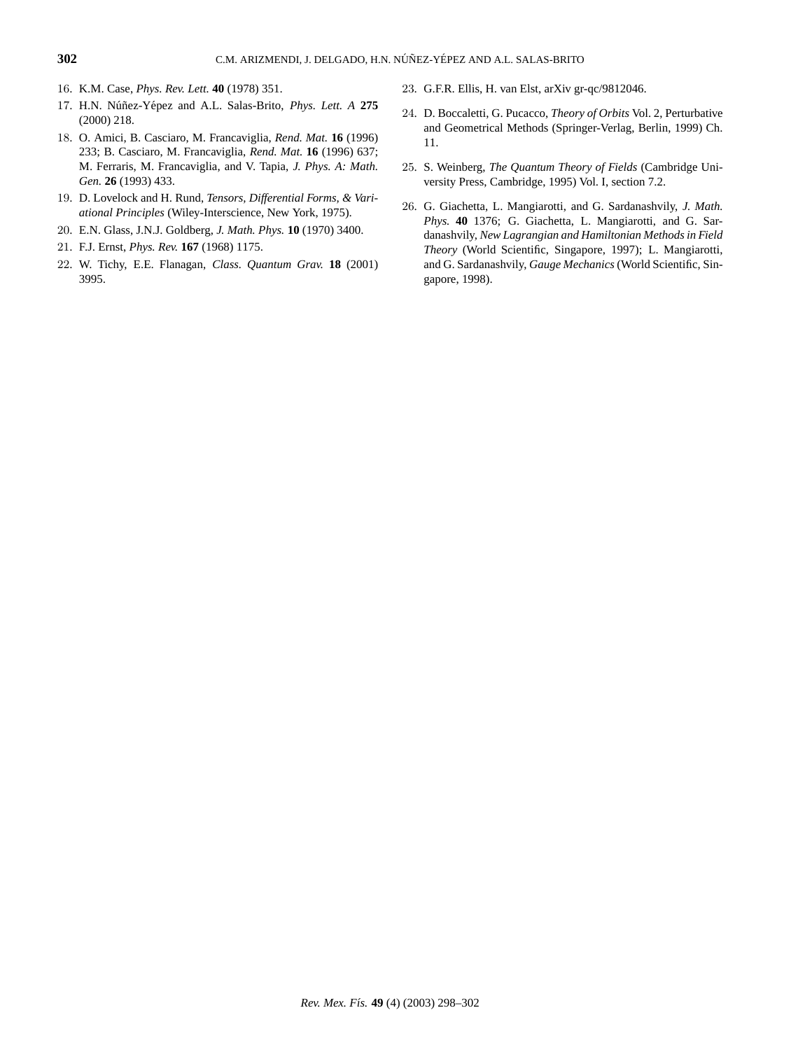16. K.M. Case, *Phys. Rev. Lett.* **40** (1978) 351.
17. H.N. Núñez-Yépez and A.L. Salas-Brito, *Phys. Lett. A* **275** (2000) 218.
18. O. Amici, B. Casciaro, M. Francaviglia, *Rend. Mat.* **16** (1996) 233; B. Casciaro, M. Francaviglia, *Rend. Mat.* **16** (1996) 637; M. Ferraris, M. Francaviglia, and V. Tapia, *J. Phys. A: Math. Gen.* **26** (1993) 433.
19. D. Lovelock and H. Rund, *Tensors, Differential Forms, & Variational Principles* (Wiley-Interscience, New York, 1975).
20. E.N. Glass, J.N.J. Goldberg, *J. Math. Phys.* **10** (1970) 3400.
21. F.J. Ernst, *Phys. Rev.* **167** (1968) 1175.
22. W. Tichy, E.E. Flanagan, *Class. Quantum Grav.* **18** (2001) 3995.
23. G.F.R. Ellis, H. van Elst, arXiv gr-qc/9812046.
24. D. Boccaletti, G. Pucacco, *Theory of Orbits* Vol. 2, Perturbative and Geometrical Methods (Springer-Verlag, Berlin, 1999) Ch. 11.
25. S. Weinberg, *The Quantum Theory of Fields* (Cambridge University Press, Cambridge, 1995) Vol. I, section 7.2.
26. G. Giachetta, L. Mangiarotti, and G. Sardanashvily, *J. Math. Phys.* **40** 1376; G. Giachetta, L. Mangiarotti, and G. Sardanashvily, *New Lagrangian and Hamiltonian Methods in Field Theory* (World Scientific, Singapore, 1997); L. Mangiarotti, and G. Sardanashvily, *Gauge Mechanics* (World Scientific, Singapore, 1998).